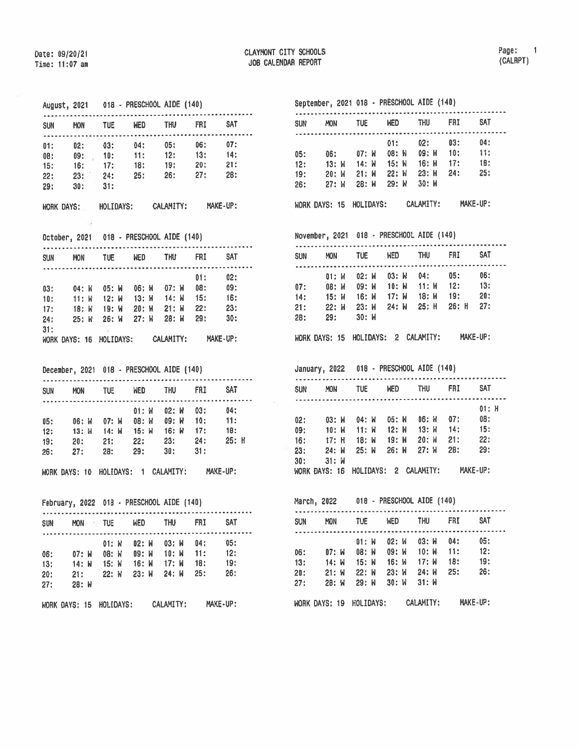Date: 09/20/21
Time: 11:07 am

# CLAYMONT CITY SCHOOLS
## JOB CALENDAR REPORT

(CALRPT)

### August, 2021 018 - PRESCHOOL AIDE (140)

| SUN | MON | TUE | WED | THU | FRI | SAT |
|---|---|---|---|---|---|---|
| 01: | 02: | 03: | 04: | 05: | 06: | 07: |
| 08: | 09: | 10: | 11: | 12: | 13: | 14: |
| 15: | 16: | 17: | 18: | 19: | 20: | 21: |
| 22: | 23: | 24: | 25: | 26: | 27: | 28: |
| 29: | 30: | 31: | | | | |

WORK DAYS: HOLIDAYS: CALAMITY: MAKE-UP:

### September, 2021 018 - PRESCHOOL AIDE (140)

| SUN | MON | TUE | WED | THU | FRI | SAT |
|---|---|---|---|---|---|---|
| | | | 01: | 02: | 03: | 04: |
| 05: | 06: | 07: W | 08: W | 09: W | 10: | 11: |
| 12: | 13: W | 14: W | 15: W | 16: W | 17: | 18: |
| 19: | 20: W | 21: W | 22: W | 23: W | 24: | 25: |
| 26: | 27: W | 28: W | 29: W | 30: W | | |

WORK DAYS: 15 HOLIDAYS: CALAMITY: MAKE-UP:

### October, 2021 018 - PRESCHOOL AIDE (140)

| SUN | MON | TUE | WED | THU | FRI | SAT |
|---|---|---|---|---|---|---|
| | | | | | 01: | 02: |
| 03: | 04: W | 05: W | 06: W | 07: W | 08: | 09: |
| 10: | 11: W | 12: W | 13: W | 14: W | 15: | 16: |
| 17: | 18: W | 19: W | 20: W | 21: W | 22: | 23: |
| 24: | 25: W | 26: W | 27: W | 28: W | 29: | 30: |
| 31: | | | | | | |

WORK DAYS: 16 HOLIDAYS: CALAMITY: MAKE-UP:

### November, 2021 018 - PRESCHOOL AIDE (140)

| SUN | MON | TUE | WED | THU | FRI | SAT |
|---|---|---|---|---|---|---|
| | 01: W | 02: W | 03: W | 04: | 05: | 06: |
| 07: | 08: W | 09: W | 10: W | 11: W | 12: | 13: |
| 14: | 15: W | 16: W | 17: W | 18: W | 19: | 20: |
| 21: | 22: W | 23: W | 24: W | 25: H | 26: H | 27: |
| 28: | 29: | 30: W | | | | |

WORK DAYS: 15 HOLIDAYS: 2 CALAMITY: MAKE-UP:

### December, 2021 018 - PRESCHOOL AIDE (140)

| SUN | MON | TUE | WED | THU | FRI | SAT |
|---|---|---|---|---|---|---|
| | | | 01: W | 02: W | 03: | 04: |
| 05: | 06: W | 07: W | 08: W | 09: W | 10: | 11: |
| 12: | 13: W | 14: W | 15: W | 16: W | 17: | 18: |
| 19: | 20: | 21: | 22: | 23: | 24: | 25: H |
| 26: | 27: | 28: | 29: | 30: | 31: | |

WORK DAYS: 10 HOLIDAYS: 1 CALAMITY: MAKE-UP:

### January, 2022 018 - PRESCHOOL AIDE (140)

| SUN | MON | TUE | WED | THU | FRI | SAT |
|---|---|---|---|---|---|---|
| | | | | | | 01: H |
| 02: | 03: W | 04: W | 05: W | 06: W | 07: | 08: |
| 09: | 10: W | 11: W | 12: W | 13: W | 14: | 15: |
| 16: | 17: H | 18: W | 19: W | 20: W | 21: | 22: |
| 23: | 24: W | 25: W | 26: W | 27: W | 28: | 29: |
| 30: | 31: W | | | | | |

WORK DAYS: 16 HOLIDAYS: 2 CALAMITY: MAKE-UP:

### February, 2022 018 - PRESCHOOL AIDE (140)

| SUN | MON | TUE | WED | THU | FRI | SAT |
|---|---|---|---|---|---|---|
| | | 01: W | 02: W | 03: W | 04: | 05: |
| 06: | 07: W | 08: W | 09: W | 10: W | 11: | 12: |
| 13: | 14: W | 15: W | 16: W | 17: W | 18: | 19: |
| 20: | 21: | 22: W | 23: W | 24: W | 25: | 26: |
| 27: | 28: W | | | | | |

WORK DAYS: 15 HOLIDAYS: CALAMITY: MAKE-UP:

### March, 2022 018 - PRESCHOOL AIDE (140)

| SUN | MON | TUE | WED | THU | FRI | SAT |
|---|---|---|---|---|---|---|
| | | 01: W | 02: W | 03: W | 04: | 05: |
| 06: | 07: W | 08: W | 09: W | 10: W | 11: | 12: |
| 13: | 14: W | 15: W | 16: W | 17: W | 18: | 19: |
| 20: | 21: W | 22: W | 23: W | 24: W | 25: | 26: |
| 27: | 28: W | 29: W | 30: W | 31: W | | |

WORK DAYS: 19 HOLIDAYS: CALAMITY: MAKE-UP: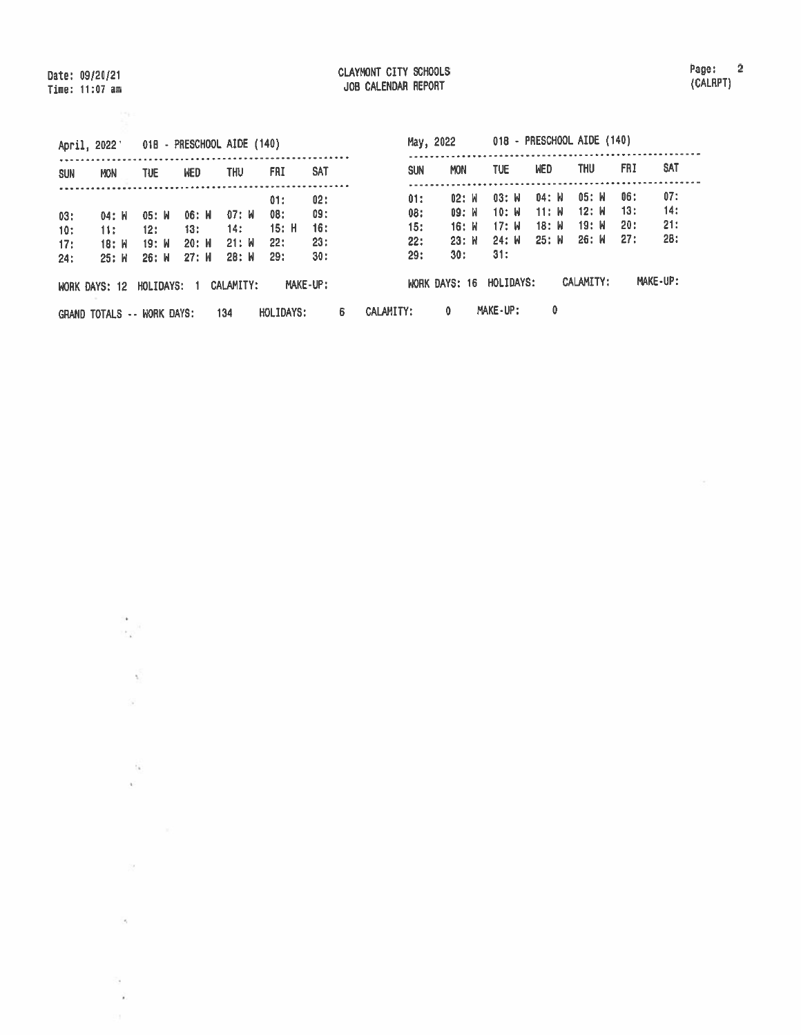Date: 09/20/21
Time: 11:07 am

CLAYMONT CITY SCHOOLS
JOB CALENDAR REPORT

(CALRPT)

April, 2022   018 - PRESCHOOL AIDE (140)

| SUN | MON | TUE | WED | THU | FRI | SAT |
|---|---|---|---|---|---|---|
| | | | | | 01: | 02: |
| 03: | 04: W | 05: W | 06: W | 07: W | 08: | 09: |
| 10: | 11: | 12: | 13: | 14: | 15: H | 16: |
| 17: | 18: W | 19: W | 20: W | 21: W | 22: | 23: |
| 24: | 25: W | 26: W | 27: W | 28: W | 29: | 30: |

WORK DAYS: 12   HOLIDAYS: 1   CALAMITY:   MAKE-UP:

May, 2022   018 - PRESCHOOL AIDE (140)

| SUN | MON | TUE | WED | THU | FRI | SAT |
|---|---|---|---|---|---|---|
| 01: | 02: W | 03: W | 04: W | 05: W | 06: | 07: |
| 08: | 09: W | 10: W | 11: W | 12: W | 13: | 14: |
| 15: | 16: W | 17: W | 18: W | 19: W | 20: | 21: |
| 22: | 23: W | 24: W | 25: W | 26: W | 27: | 28: |
| 29: | 30: | 31: | | | | |

WORK DAYS: 16   HOLIDAYS:   CALAMITY:   MAKE-UP:

GRAND TOTALS -- WORK DAYS: 134   HOLIDAYS: 6   CALAMITY: 0   MAKE-UP: 0